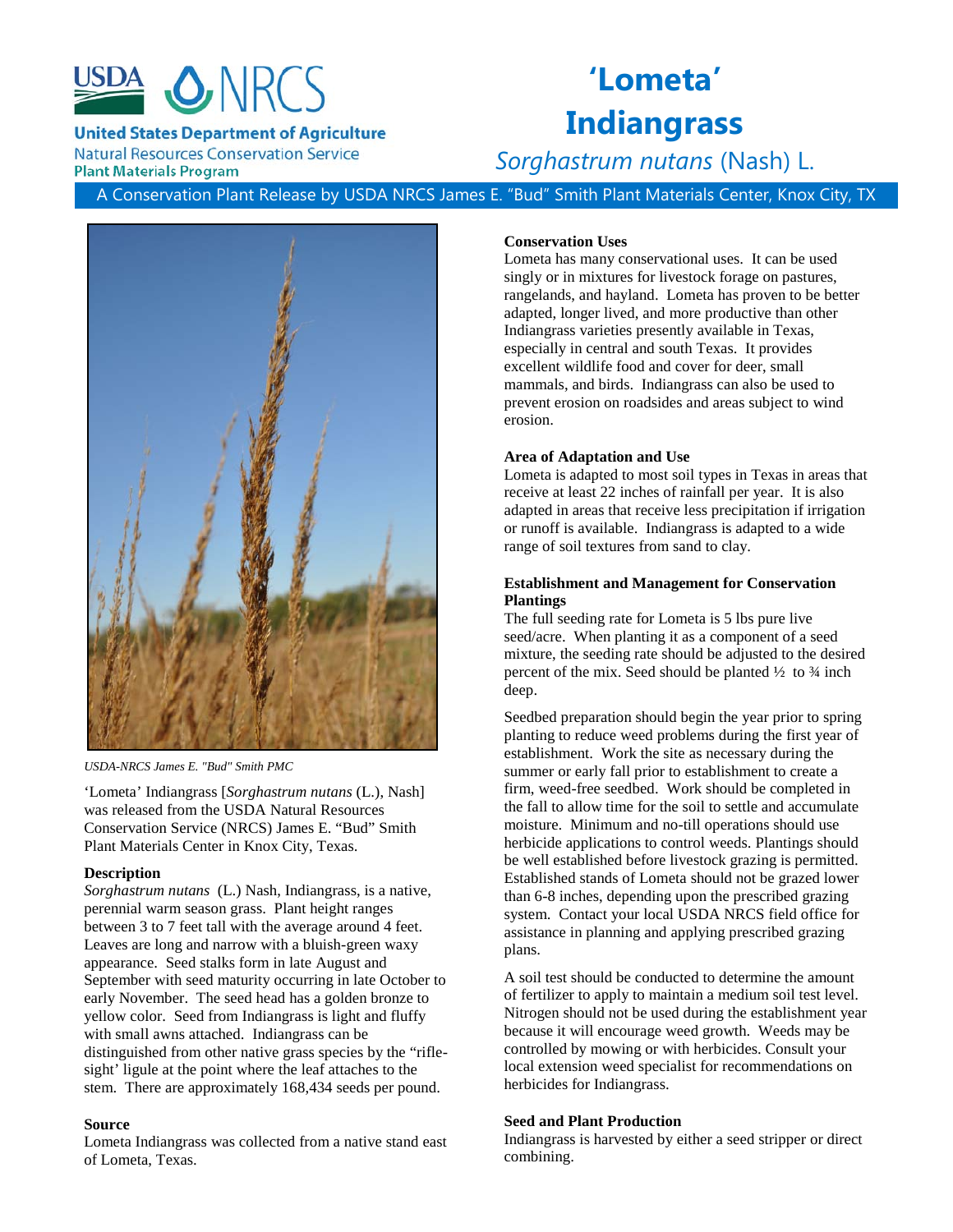United States Department of Agriculture
Natural Resources Conservation Service
Plant Materials Program

# 'Lometa' Indiangrass

*Sorghastrum nutans* (Nash) L.

A Conservation Plant Release by USDA NRCS James E. "Bud" Smith Plant Materials Center, Knox City, TX

*USDA-NRCS James E. "Bud" Smith PMC*

'Lometa' Indiangrass [*Sorghastrum nutans* (L.), Nash] was released from the USDA Natural Resources Conservation Service (NRCS) James E. "Bud" Smith Plant Materials Center in Knox City, Texas.

**Description**

*Sorghastrum nutans* (L.) Nash, Indiangrass, is a native, perennial warm season grass. Plant height ranges between 3 to 7 feet tall with the average around 4 feet. Leaves are long and narrow with a bluish-green waxy appearance. Seed stalks form in late August and September with seed maturity occurring in late October to early November. The seed head has a golden bronze to yellow color. Seed from Indiangrass is light and fluffy with small awns attached. Indiangrass can be distinguished from other native grass species by the "rifle-sight' ligule at the point where the leaf attaches to the stem. There are approximately 168,434 seeds per pound.

**Source**

Lometa Indiangrass was collected from a native stand east of Lometa, Texas.

**Conservation Uses**

Lometa has many conservational uses. It can be used singly or in mixtures for livestock forage on pastures, rangelands, and hayland. Lometa has proven to be better adapted, longer lived, and more productive than other Indiangrass varieties presently available in Texas, especially in central and south Texas. It provides excellent wildlife food and cover for deer, small mammals, and birds. Indiangrass can also be used to prevent erosion on roadsides and areas subject to wind erosion.

**Area of Adaptation and Use**

Lometa is adapted to most soil types in Texas in areas that receive at least 22 inches of rainfall per year. It is also adapted in areas that receive less precipitation if irrigation or runoff is available. Indiangrass is adapted to a wide range of soil textures from sand to clay.

**Establishment and Management for Conservation Plantings**

The full seeding rate for Lometa is 5 lbs pure live seed/acre. When planting it as a component of a seed mixture, the seeding rate should be adjusted to the desired percent of the mix. Seed should be planted ½ to ¾ inch deep.

Seedbed preparation should begin the year prior to spring planting to reduce weed problems during the first year of establishment. Work the site as necessary during the summer or early fall prior to establishment to create a firm, weed-free seedbed. Work should be completed in the fall to allow time for the soil to settle and accumulate moisture. Minimum and no-till operations should use herbicide applications to control weeds. Plantings should be well established before livestock grazing is permitted. Established stands of Lometa should not be grazed lower than 6-8 inches, depending upon the prescribed grazing system. Contact your local USDA NRCS field office for assistance in planning and applying prescribed grazing plans.

A soil test should be conducted to determine the amount of fertilizer to apply to maintain a medium soil test level. Nitrogen should not be used during the establishment year because it will encourage weed growth. Weeds may be controlled by mowing or with herbicides. Consult your local extension weed specialist for recommendations on herbicides for Indiangrass.

**Seed and Plant Production**

Indiangrass is harvested by either a seed stripper or direct combining.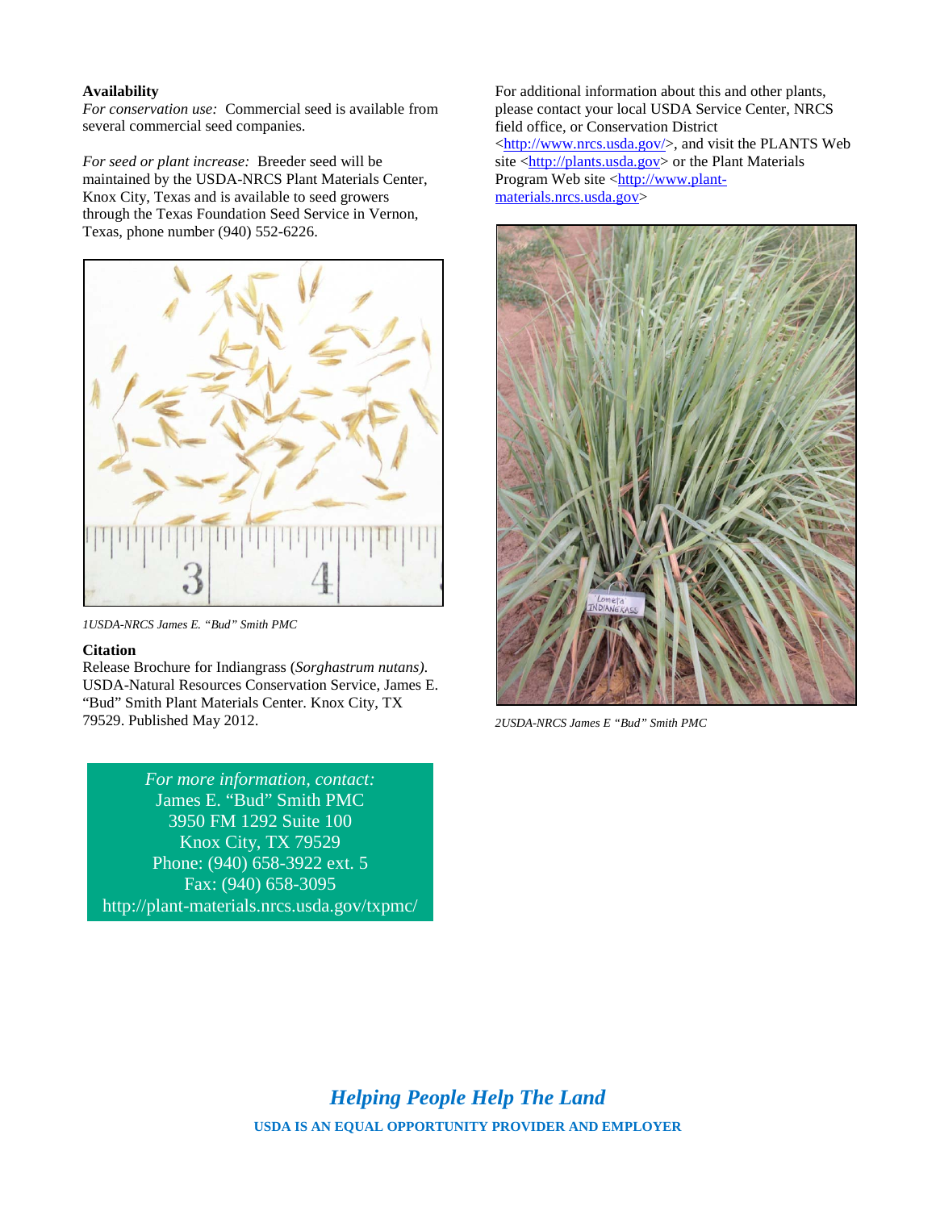## Availability

*For conservation use:* Commercial seed is available from several commercial seed companies.

*For seed or plant increase:* Breeder seed will be maintained by the USDA-NRCS Plant Materials Center, Knox City, Texas and is available to seed growers through the Texas Foundation Seed Service in Vernon, Texas, phone number (940) 552-6226.

*1USDA-NRCS James E. "Bud" Smith PMC*

## Citation

Release Brochure for Indiangrass (*Sorghastrum nutans)*. USDA-Natural Resources Conservation Service, James E. "Bud" Smith Plant Materials Center. Knox City, TX 79529. Published May 2012.

*For more information, contact:*
James E. "Bud" Smith PMC
3950 FM 1292 Suite 100
Knox City, TX 79529
Phone: (940) 658-3922 ext. 5
Fax: (940) 658-3095
http://plant-materials.nrcs.usda.gov/txpmc/

For additional information about this and other plants, please contact your local USDA Service Center, NRCS field office, or Conservation District <http://www.nrcs.usda.gov/>, and visit the PLANTS Web site <http://plants.usda.gov> or the Plant Materials Program Web site <http://www.plant-materials.nrcs.usda.gov>

*2USDA-NRCS James E "Bud" Smith PMC*

***Helping People Help The Land***

**USDA IS AN EQUAL OPPORTUNITY PROVIDER AND EMPLOYER**